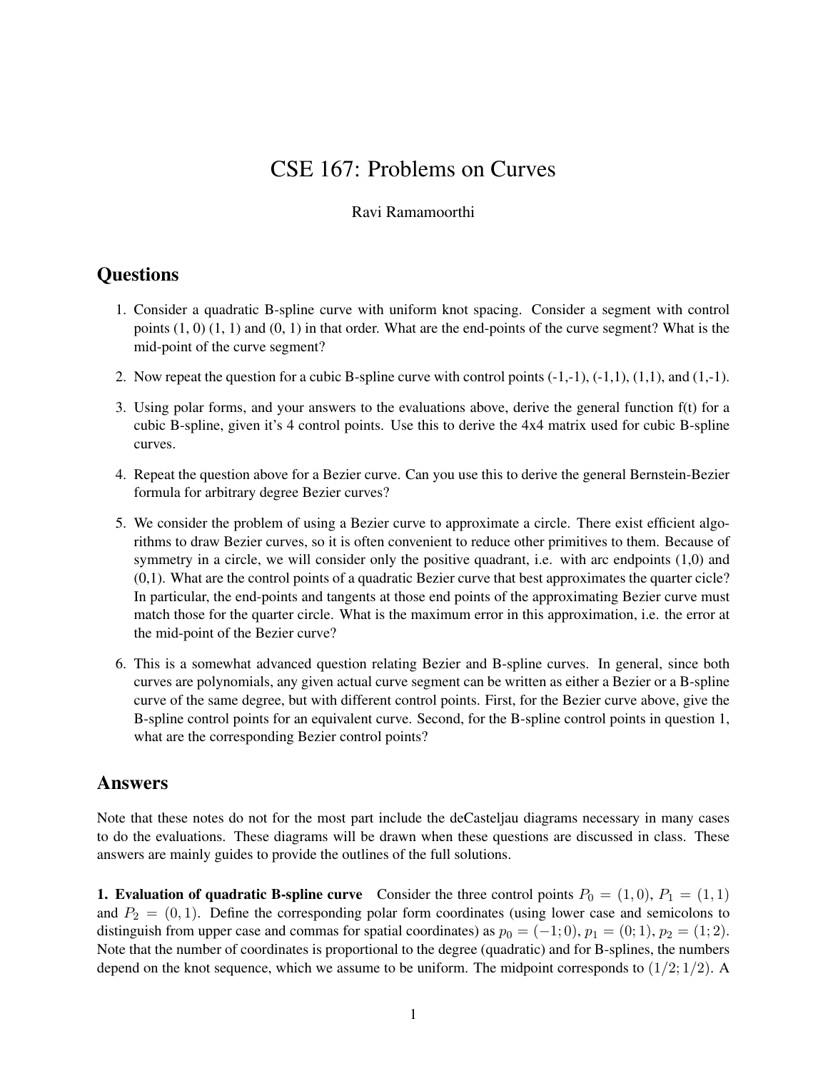# CSE 167: Problems on Curves

Ravi Ramamoorthi

## Questions

1. Consider a quadratic B-spline curve with uniform knot spacing. Consider a segment with control points (1, 0) (1, 1) and (0, 1) in that order. What are the end-points of the curve segment? What is the mid-point of the curve segment?

2. Now repeat the question for a cubic B-spline curve with control points (-1,-1), (-1,1), (1,1), and (1,-1).

3. Using polar forms, and your answers to the evaluations above, derive the general function f(t) for a cubic B-spline, given it's 4 control points. Use this to derive the 4x4 matrix used for cubic B-spline curves.

4. Repeat the question above for a Bezier curve. Can you use this to derive the general Bernstein-Bezier formula for arbitrary degree Bezier curves?

5. We consider the problem of using a Bezier curve to approximate a circle. There exist efficient algorithms to draw Bezier curves, so it is often convenient to reduce other primitives to them. Because of symmetry in a circle, we will consider only the positive quadrant, i.e. with arc endpoints (1,0) and (0,1). What are the control points of a quadratic Bezier curve that best approximates the quarter cicle? In particular, the end-points and tangents at those end points of the approximating Bezier curve must match those for the quarter circle. What is the maximum error in this approximation, i.e. the error at the mid-point of the Bezier curve?

6. This is a somewhat advanced question relating Bezier and B-spline curves. In general, since both curves are polynomials, any given actual curve segment can be written as either a Bezier or a B-spline curve of the same degree, but with different control points. First, for the Bezier curve above, give the B-spline control points for an equivalent curve. Second, for the B-spline control points in question 1, what are the corresponding Bezier control points?

## Answers

Note that these notes do not for the most part include the deCasteljau diagrams necessary in many cases to do the evaluations. These diagrams will be drawn when these questions are discussed in class. These answers are mainly guides to provide the outlines of the full solutions.

**1. Evaluation of quadratic B-spline curve** Consider the three control points $P_0 = (1, 0)$, $P_1 = (1, 1)$ and $P_2 = (0, 1)$. Define the corresponding polar form coordinates (using lower case and semicolons to distinguish from upper case and commas for spatial coordinates) as $p_0 = (-1; 0)$, $p_1 = (0; 1)$, $p_2 = (1; 2)$. Note that the number of coordinates is proportional to the degree (quadratic) and for B-splines, the numbers depend on the knot sequence, which we assume to be uniform. The midpoint corresponds to $(1/2; 1/2)$. A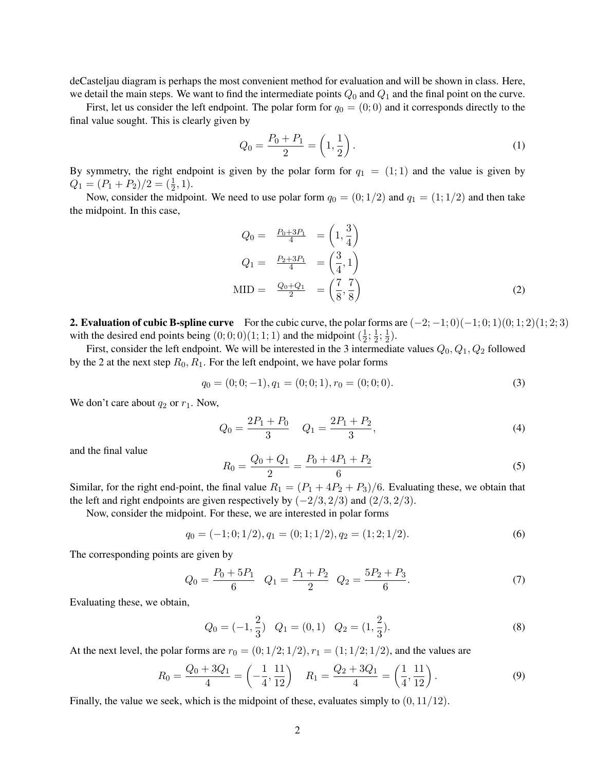deCasteljau diagram is perhaps the most convenient method for evaluation and will be shown in class. Here, we detail the main steps. We want to find the intermediate points $Q_0$ and $Q_1$ and the final point on the curve.

First, let us consider the left endpoint. The polar form for $q_0 = (0; 0)$ and it corresponds directly to the final value sought. This is clearly given by

$$Q_0 = \frac{P_0 + P_1}{2} = \left(1, \frac{1}{2}\right). \tag{1}$$

By symmetry, the right endpoint is given by the polar form for $q_1 = (1; 1)$ and the value is given by $Q_1 = (P_1 + P_2)/2 = (\frac{1}{2}, 1)$.

Now, consider the midpoint. We need to use polar form $q_0 = (0; 1/2)$ and $q_1 = (1; 1/2)$ and then take the midpoint. In this case,

$$\begin{aligned} Q_0 = & \quad \tfrac{P_0+3P_1}{4} & = \left(1, \frac{3}{4}\right) \\ Q_1 = & \quad \tfrac{P_2+3P_1}{4} & = \left(\frac{3}{4}, 1\right) \\ \text{MID} = & \quad \tfrac{Q_0+Q_1}{2} & = \left(\frac{7}{8}, \frac{7}{8}\right) \end{aligned} \tag{2}$$

**2. Evaluation of cubic B-spline curve** For the cubic curve, the polar forms are $(-2; -1; 0)(-1; 0; 1)(0; 1; 2)(1; 2; 3)$ with the desired end points being $(0; 0; 0)(1; 1; 1)$ and the midpoint $(\frac{1}{2}; \frac{1}{2}; \frac{1}{2})$.

First, consider the left endpoint. We will be interested in the 3 intermediate values $Q_0, Q_1, Q_2$ followed by the 2 at the next step $R_0, R_1$. For the left endpoint, we have polar forms

$$q_0 = (0; 0; -1), q_1 = (0; 0; 1), r_0 = (0; 0; 0). \tag{3}$$

We don't care about $q_2$ or $r_1$. Now,

$$Q_0 = \frac{2P_1 + P_0}{3} \quad Q_1 = \frac{2P_1 + P_2}{3}, \tag{4}$$

and the final value

$$R_0 = \frac{Q_0 + Q_1}{2} = \frac{P_0 + 4P_1 + P_2}{6} \tag{5}$$

Similar, for the right end-point, the final value $R_1 = (P_1 + 4P_2 + P_3)/6$. Evaluating these, we obtain that the left and right endpoints are given respectively by $(-2/3, 2/3)$ and $(2/3, 2/3)$.

Now, consider the midpoint. For these, we are interested in polar forms

$$q_0 = (-1; 0; 1/2), q_1 = (0; 1; 1/2), q_2 = (1; 2; 1/2). \tag{6}$$

The corresponding points are given by

$$Q_0 = \frac{P_0 + 5P_1}{6} \quad Q_1 = \frac{P_1 + P_2}{2} \quad Q_2 = \frac{5P_2 + P_3}{6}. \tag{7}$$

Evaluating these, we obtain,

$$Q_0 = (-1, \frac{2}{3}) \quad Q_1 = (0, 1) \quad Q_2 = (1, \frac{2}{3}). \tag{8}$$

At the next level, the polar forms are $r_0 = (0; 1/2; 1/2), r_1 = (1; 1/2; 1/2)$, and the values are

$$R_0 = \frac{Q_0 + 3Q_1}{4} = \left(-\frac{1}{4}, \frac{11}{12}\right) \quad R_1 = \frac{Q_2 + 3Q_1}{4} = \left(\frac{1}{4}, \frac{11}{12}\right). \tag{9}$$

Finally, the value we seek, which is the midpoint of these, evaluates simply to $(0, 11/12)$.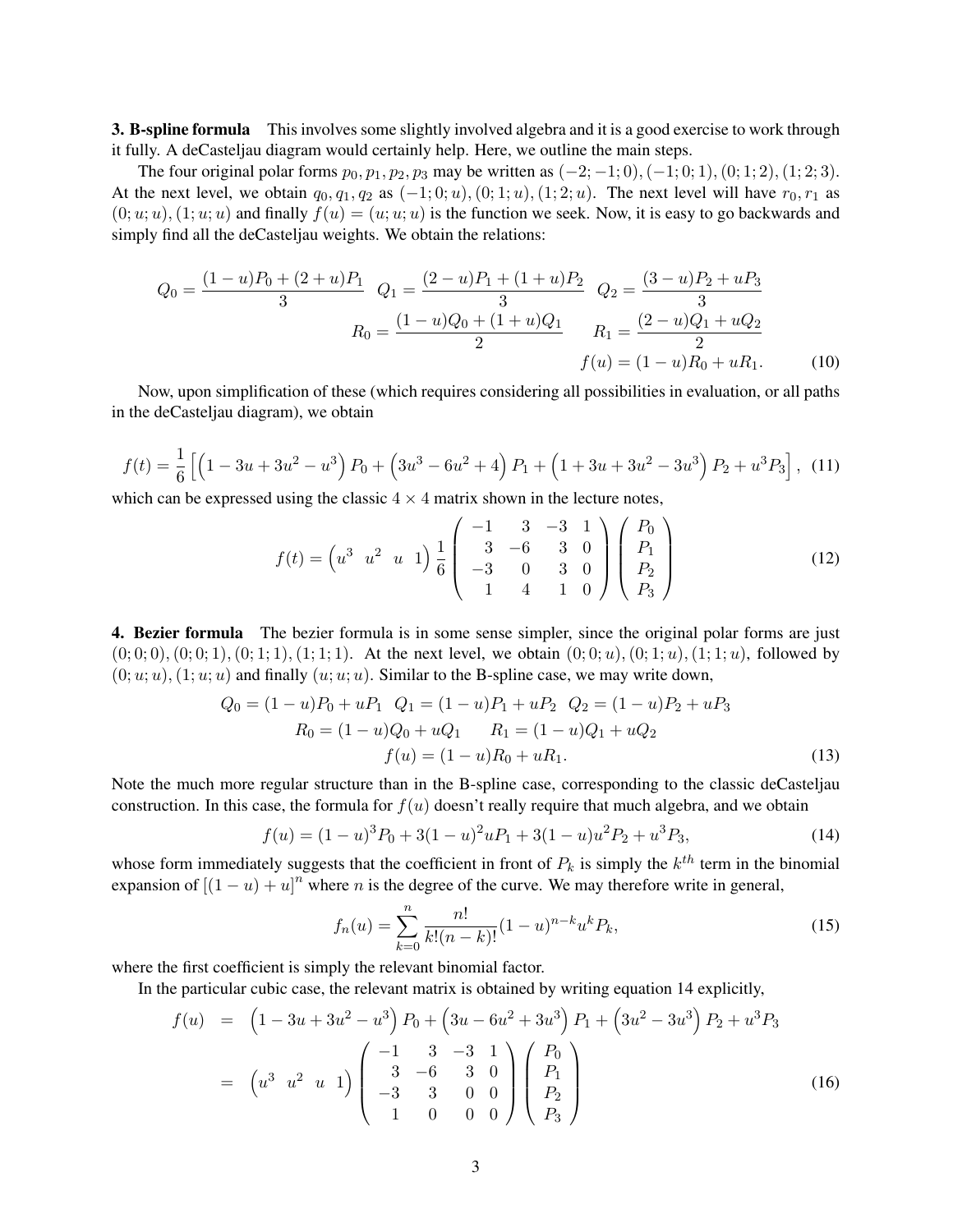**3. B-spline formula** This involves some slightly involved algebra and it is a good exercise to work through it fully. A deCasteljau diagram would certainly help. Here, we outline the main steps.

The four original polar forms $p_0, p_1, p_2, p_3$ may be written as $(-2;-1;0), (-1;0;1), (0;1;2), (1;2;3)$. At the next level, we obtain $q_0, q_1, q_2$ as $(-1;0;u), (0;1;u), (1;2;u)$. The next level will have $r_0, r_1$ as $(0;u;u), (1;u;u)$ and finally $f(u) = (u;u;u)$ is the function we seek. Now, it is easy to go backwards and simply find all the deCasteljau weights. We obtain the relations:

$$
\begin{aligned}
Q_0 = \frac{(1-u)P_0 + (2+u)P_1}{3} \quad Q_1 &= \frac{(2-u)P_1 + (1+u)P_2}{3} \quad Q_2 = \frac{(3-u)P_2 + uP_3}{3} \\
R_0 &= \frac{(1-u)Q_0 + (1+u)Q_1}{2} \qquad R_1 = \frac{(2-u)Q_1 + uQ_2}{2} \\
f(u) &= (1-u)R_0 + uR_1. \qquad (10)
\end{aligned}
$$

Now, upon simplification of these (which requires considering all possibilities in evaluation, or all paths in the deCasteljau diagram), we obtain

$$
f(t) = \frac{1}{6}\left[\left(1 - 3u + 3u^2 - u^3\right)P_0 + \left(3u^3 - 6u^2 + 4\right)P_1 + \left(1 + 3u + 3u^2 - 3u^3\right)P_2 + u^3 P_3\right], \quad (11)
$$

which can be expressed using the classic $4 \times 4$ matrix shown in the lecture notes,

$$
f(t) = \begin{pmatrix} u^3 & u^2 & u & 1 \end{pmatrix} \frac{1}{6} \begin{pmatrix} -1 & 3 & -3 & 1 \\ 3 & -6 & 3 & 0 \\ -3 & 0 & 3 & 0 \\ 1 & 4 & 1 & 0 \end{pmatrix} \begin{pmatrix} P_0 \\ P_1 \\ P_2 \\ P_3 \end{pmatrix} \quad (12)
$$

**4. Bezier formula** The bezier formula is in some sense simpler, since the original polar forms are just $(0;0;0), (0;0;1), (0;1;1), (1;1;1)$. At the next level, we obtain $(0;0;u), (0;1;u), (1;1;u)$, followed by $(0;u;u), (1;u;u)$ and finally $(u;u;u)$. Similar to the B-spline case, we may write down,

$$
\begin{aligned}
Q_0 = (1-u)P_0 + uP_1 \quad Q_1 &= (1-u)P_1 + uP_2 \quad Q_2 = (1-u)P_2 + uP_3 \\
R_0 = (1-u)Q_0 + uQ_1 & \qquad R_1 = (1-u)Q_1 + uQ_2 \\
f(u) &= (1-u)R_0 + uR_1. \qquad (13)
\end{aligned}
$$

Note the much more regular structure than in the B-spline case, corresponding to the classic deCasteljau construction. In this case, the formula for $f(u)$ doesn't really require that much algebra, and we obtain

$$
f(u) = (1-u)^3 P_0 + 3(1-u)^2 u P_1 + 3(1-u)u^2 P_2 + u^3 P_3, \quad (14)
$$

whose form immediately suggests that the coefficient in front of $P_k$ is simply the $k^{th}$ term in the binomial expansion of $[(1-u)+u]^n$ where $n$ is the degree of the curve. We may therefore write in general,

$$
f_n(u) = \sum_{k=0}^{n} \frac{n!}{k!(n-k)!}(1-u)^{n-k}u^k P_k, \quad (15)
$$

where the first coefficient is simply the relevant binomial factor.

In the particular cubic case, the relevant matrix is obtained by writing equation 14 explicitly,

$$
\begin{aligned}
f(u) &= \left(1 - 3u + 3u^2 - u^3\right)P_0 + \left(3u - 6u^2 + 3u^3\right)P_1 + \left(3u^2 - 3u^3\right)P_2 + u^3 P_3 \\
&= \begin{pmatrix} u^3 & u^2 & u & 1 \end{pmatrix} \begin{pmatrix} -1 & 3 & -3 & 1 \\ 3 & -6 & 3 & 0 \\ -3 & 3 & 0 & 0 \\ 1 & 0 & 0 & 0 \end{pmatrix} \begin{pmatrix} P_0 \\ P_1 \\ P_2 \\ P_3 \end{pmatrix} \qquad (16)
\end{aligned}
$$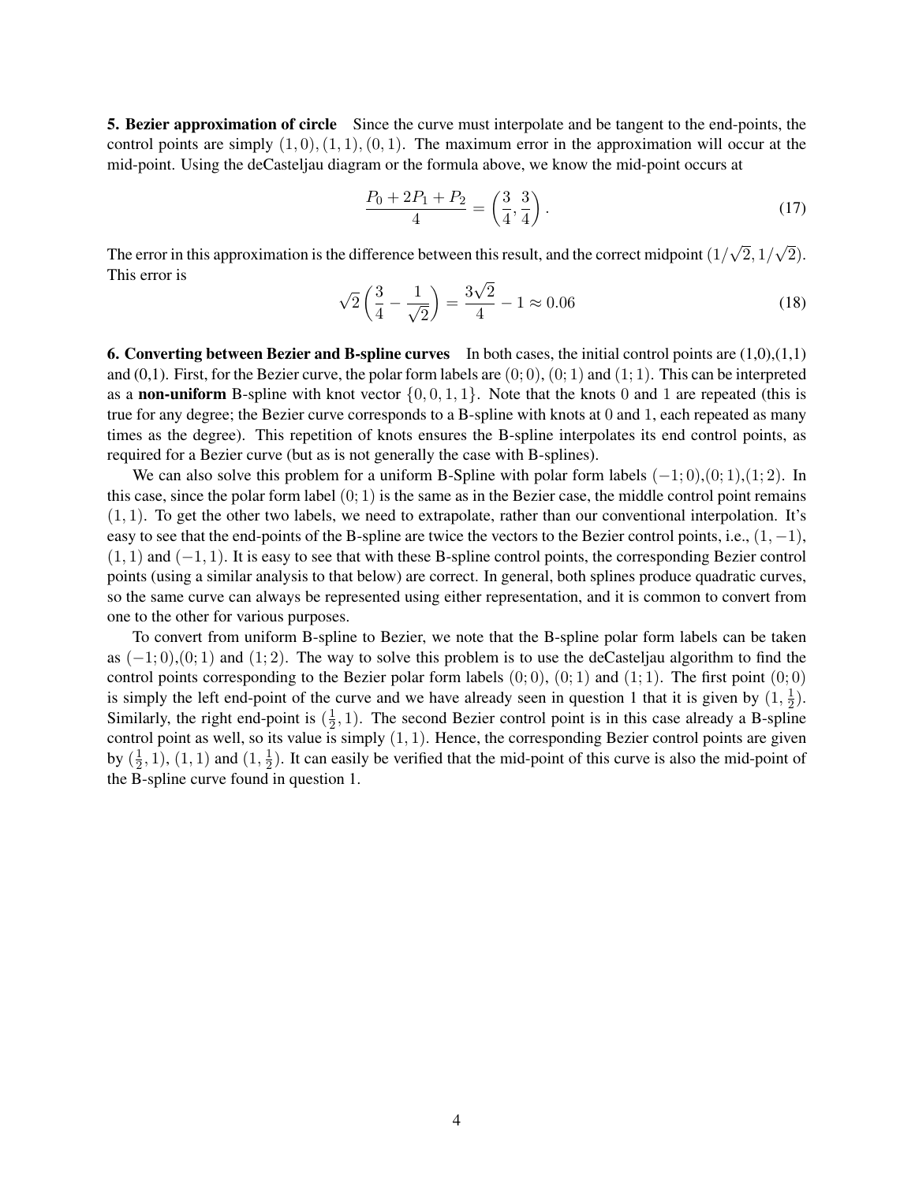**5. Bezier approximation of circle** Since the curve must interpolate and be tangent to the end-points, the control points are simply $(1,0),(1,1),(0,1)$. The maximum error in the approximation will occur at the mid-point. Using the deCasteljau diagram or the formula above, we know the mid-point occurs at

$$\frac{P_0 + 2P_1 + P_2}{4} = \left(\frac{3}{4}, \frac{3}{4}\right). \tag{17}$$

The error in this approximation is the difference between this result, and the correct midpoint $(1/\sqrt{2}, 1/\sqrt{2})$. This error is

$$\sqrt{2}\left(\frac{3}{4} - \frac{1}{\sqrt{2}}\right) = \frac{3\sqrt{2}}{4} - 1 \approx 0.06 \tag{18}$$

**6. Converting between Bezier and B-spline curves** In both cases, the initial control points are (1,0),(1,1) and (0,1). First, for the Bezier curve, the polar form labels are $(0;0)$, $(0;1)$ and $(1;1)$. This can be interpreted as a **non-uniform** B-spline with knot vector $\{0,0,1,1\}$. Note that the knots 0 and 1 are repeated (this is true for any degree; the Bezier curve corresponds to a B-spline with knots at 0 and 1, each repeated as many times as the degree). This repetition of knots ensures the B-spline interpolates its end control points, as required for a Bezier curve (but as is not generally the case with B-splines).

We can also solve this problem for a uniform B-Spline with polar form labels $(-1;0)$,$(0;1)$,$(1;2)$. In this case, since the polar form label $(0;1)$ is the same as in the Bezier case, the middle control point remains $(1,1)$. To get the other two labels, we need to extrapolate, rather than our conventional interpolation. It's easy to see that the end-points of the B-spline are twice the vectors to the Bezier control points, i.e., $(1,-1)$, $(1,1)$ and $(-1,1)$. It is easy to see that with these B-spline control points, the corresponding Bezier control points (using a similar analysis to that below) are correct. In general, both splines produce quadratic curves, so the same curve can always be represented using either representation, and it is common to convert from one to the other for various purposes.

To convert from uniform B-spline to Bezier, we note that the B-spline polar form labels can be taken as $(-1;0)$,$(0;1)$ and $(1;2)$. The way to solve this problem is to use the deCasteljau algorithm to find the control points corresponding to the Bezier polar form labels $(0;0)$, $(0;1)$ and $(1;1)$. The first point $(0;0)$ is simply the left end-point of the curve and we have already seen in question 1 that it is given by $(1, \frac{1}{2})$. Similarly, the right end-point is $(\frac{1}{2}, 1)$. The second Bezier control point is in this case already a B-spline control point as well, so its value is simply $(1,1)$. Hence, the corresponding Bezier control points are given by $(\frac{1}{2}, 1)$, $(1,1)$ and $(1, \frac{1}{2})$. It can easily be verified that the mid-point of this curve is also the mid-point of the B-spline curve found in question 1.